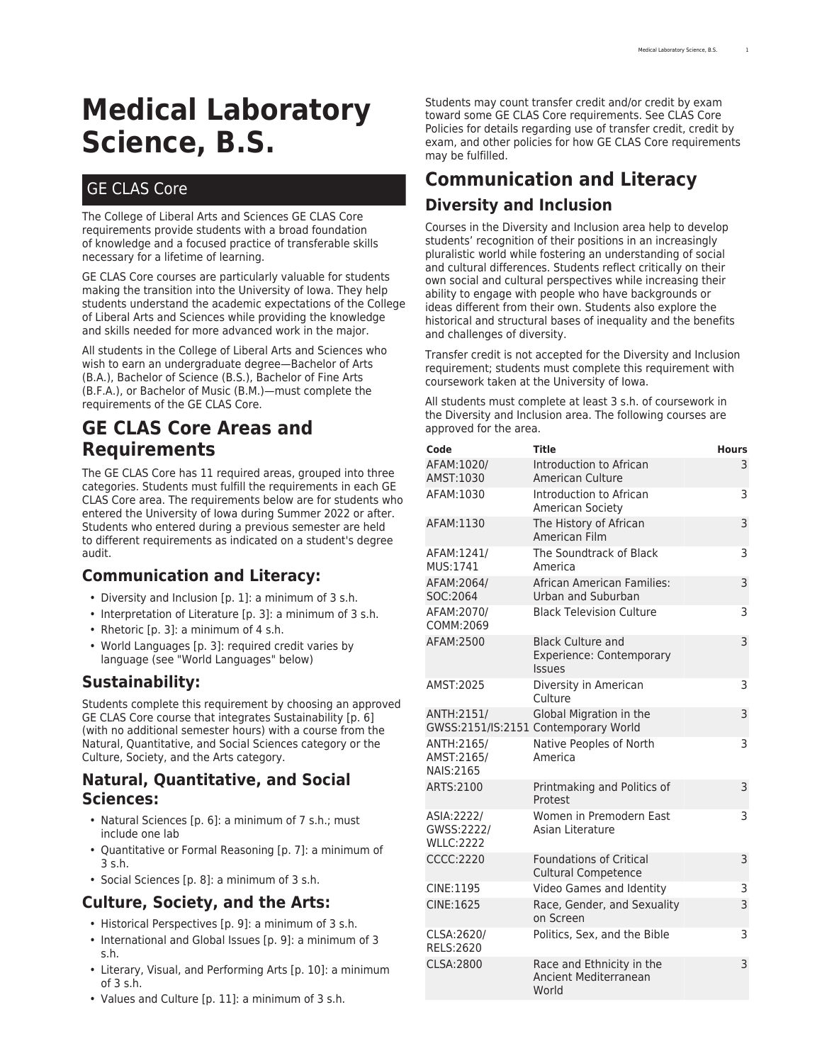# Medical Laboratory Science, B.S.

## GE CLAS Core

The College of Liberal Arts and Sciences GE CLAS Core requirements provide students with a broad foundation of knowledge and a focused practice of transferable skills necessary for a lifetime of learning.

GE CLAS Core courses are particularly valuable for students making the transition into the University of Iowa. They help students understand the academic expectations of the College of Liberal Arts and Sciences while providing the knowledge and skills needed for more advanced work in the major.

All students in the College of Liberal Arts and Sciences who wish to earn an undergraduate degree—Bachelor of Arts (B.A.), Bachelor of Science (B.S.), Bachelor of Fine Arts (B.F.A.), or Bachelor of Music (B.M.)—must complete the requirements of the GE CLAS Core.

## GE CLAS Core Areas and Requirements

The GE CLAS Core has 11 required areas, grouped into three categories. Students must fulfill the requirements in each GE CLAS Core area. The requirements below are for students who entered the University of Iowa during Summer 2022 or after. Students who entered during a previous semester are held to different requirements as indicated on a student's degree audit.

### Communication and Literacy:

- Diversity and Inclusion [p. 1]: a minimum of 3 s.h.
- Interpretation of Literature [p. 3]: a minimum of 3 s.h.
- Rhetoric [p. 3]: a minimum of 4 s.h.
- World Languages [p. 3]: required credit varies by language (see "World Languages" below)

### Sustainability:

Students complete this requirement by choosing an approved GE CLAS Core course that integrates Sustainability [p. 6] (with no additional semester hours) with a course from the Natural, Quantitative, and Social Sciences category or the Culture, Society, and the Arts category.

### Natural, Quantitative, and Social Sciences:

- Natural Sciences [p. 6]: a minimum of 7 s.h.; must include one lab
- Quantitative or Formal Reasoning [p. 7]: a minimum of 3 s.h.
- Social Sciences [p. 8]: a minimum of 3 s.h.

### Culture, Society, and the Arts:

- Historical Perspectives [p. 9]: a minimum of 3 s.h.
- International and Global Issues [p. 9]: a minimum of 3 s.h.
- Literary, Visual, and Performing Arts [p. 10]: a minimum of 3 s.h.
- Values and Culture [p. 11]: a minimum of 3 s.h.

Students may count transfer credit and/or credit by exam toward some GE CLAS Core requirements. See CLAS Core Policies for details regarding use of transfer credit, credit by exam, and other policies for how GE CLAS Core requirements may be fulfilled.

## Communication and Literacy

### Diversity and Inclusion

Courses in the Diversity and Inclusion area help to develop students' recognition of their positions in an increasingly pluralistic world while fostering an understanding of social and cultural differences. Students reflect critically on their own social and cultural perspectives while increasing their ability to engage with people who have backgrounds or ideas different from their own. Students also explore the historical and structural bases of inequality and the benefits and challenges of diversity.

Transfer credit is not accepted for the Diversity and Inclusion requirement; students must complete this requirement with coursework taken at the University of Iowa.

All students must complete at least 3 s.h. of coursework in the Diversity and Inclusion area. The following courses are approved for the area.

| Code | Title | Hours |
|---|---|---|
| AFAM:1020/ AMST:1030 | Introduction to African American Culture | 3 |
| AFAM:1030 | Introduction to African American Society | 3 |
| AFAM:1130 | The History of African American Film | 3 |
| AFAM:1241/ MUS:1741 | The Soundtrack of Black America | 3 |
| AFAM:2064/ SOC:2064 | African American Families: Urban and Suburban | 3 |
| AFAM:2070/ COMM:2069 | Black Television Culture | 3 |
| AFAM:2500 | Black Culture and Experience: Contemporary Issues | 3 |
| AMST:2025 | Diversity in American Culture | 3 |
| ANTH:2151/ GWSS:2151/IS:2151 | Global Migration in the Contemporary World | 3 |
| ANTH:2165/ AMST:2165/ NAIS:2165 | Native Peoples of North America | 3 |
| ARTS:2100 | Printmaking and Politics of Protest | 3 |
| ASIA:2222/ GWSS:2222/ WLLC:2222 | Women in Premodern East Asian Literature | 3 |
| CCCC:2220 | Foundations of Critical Cultural Competence | 3 |
| CINE:1195 | Video Games and Identity | 3 |
| CINE:1625 | Race, Gender, and Sexuality on Screen | 3 |
| CLSA:2620/ RELS:2620 | Politics, Sex, and the Bible | 3 |
| CLSA:2800 | Race and Ethnicity in the Ancient Mediterranean World | 3 |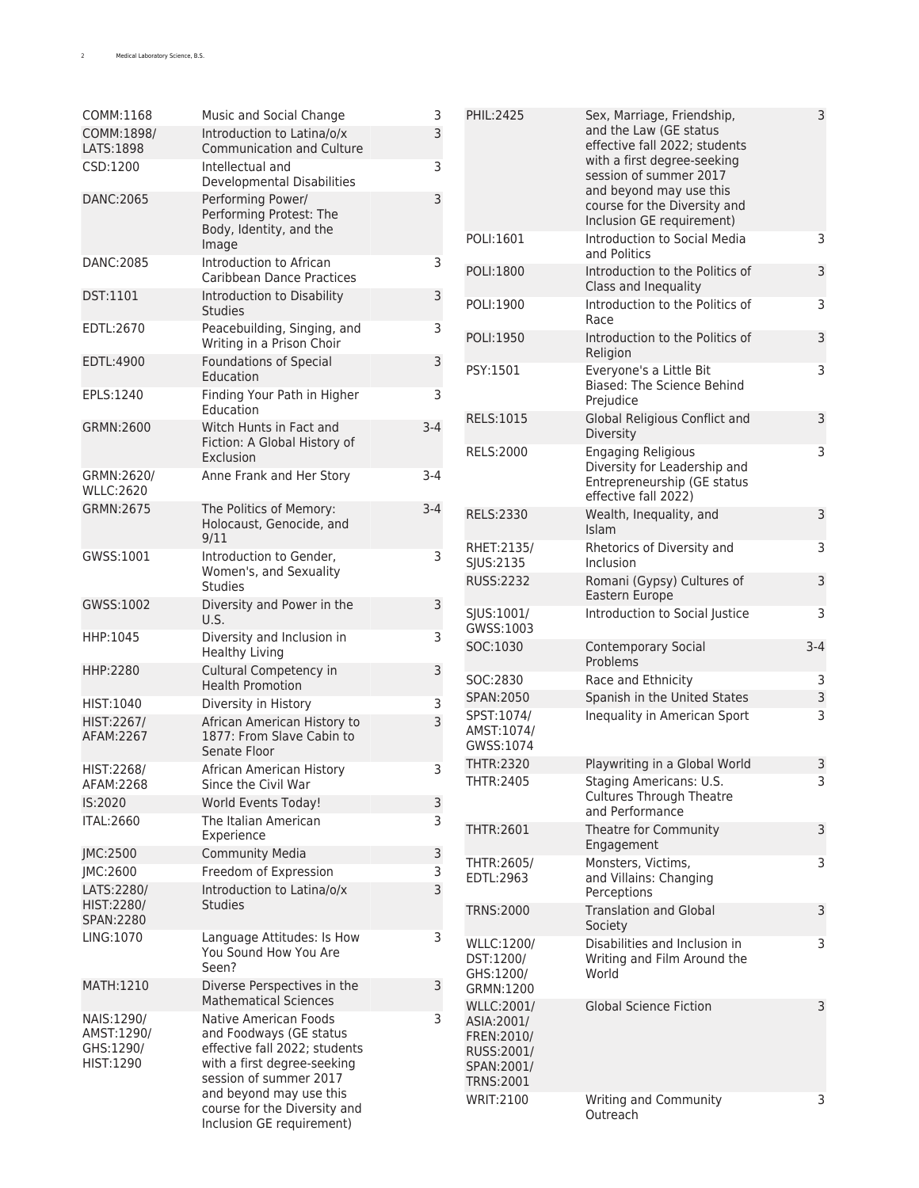| | | |
|---|---|---|
| COMM:1168 | Music and Social Change | 3 |
| COMM:1898/ LATS:1898 | Introduction to Latina/o/x Communication and Culture | 3 |
| CSD:1200 | Intellectual and Developmental Disabilities | 3 |
| DANC:2065 | Performing Power/ Performing Protest: The Body, Identity, and the Image | 3 |
| DANC:2085 | Introduction to African Caribbean Dance Practices | 3 |
| DST:1101 | Introduction to Disability Studies | 3 |
| EDTL:2670 | Peacebuilding, Singing, and Writing in a Prison Choir | 3 |
| EDTL:4900 | Foundations of Special Education | 3 |
| EPLS:1240 | Finding Your Path in Higher Education | 3 |
| GRMN:2600 | Witch Hunts in Fact and Fiction: A Global History of Exclusion | 3-4 |
| GRMN:2620/ WLLC:2620 | Anne Frank and Her Story | 3-4 |
| GRMN:2675 | The Politics of Memory: Holocaust, Genocide, and 9/11 | 3-4 |
| GWSS:1001 | Introduction to Gender, Women's, and Sexuality Studies | 3 |
| GWSS:1002 | Diversity and Power in the U.S. | 3 |
| HHP:1045 | Diversity and Inclusion in Healthy Living | 3 |
| HHP:2280 | Cultural Competency in Health Promotion | 3 |
| HIST:1040 | Diversity in History | 3 |
| HIST:2267/ AFAM:2267 | African American History to 1877: From Slave Cabin to Senate Floor | 3 |
| HIST:2268/ AFAM:2268 | African American History Since the Civil War | 3 |
| IS:2020 | World Events Today! | 3 |
| ITAL:2660 | The Italian American Experience | 3 |
| JMC:2500 | Community Media | 3 |
| JMC:2600 | Freedom of Expression | 3 |
| LATS:2280/ HIST:2280/ SPAN:2280 | Introduction to Latina/o/x Studies | 3 |
| LING:1070 | Language Attitudes: Is How You Sound How You Are Seen? | 3 |
| MATH:1210 | Diverse Perspectives in the Mathematical Sciences | 3 |
| NAIS:1290/ AMST:1290/ GHS:1290/ HIST:1290 | Native American Foods and Foodways (GE status effective fall 2022; students with a first degree-seeking session of summer 2017 and beyond may use this course for the Diversity and Inclusion GE requirement) | 3 |
| PHIL:2425 | Sex, Marriage, Friendship, and the Law (GE status effective fall 2022; students with a first degree-seeking session of summer 2017 and beyond may use this course for the Diversity and Inclusion GE requirement) | 3 |
| POLI:1601 | Introduction to Social Media and Politics | 3 |
| POLI:1800 | Introduction to the Politics of Class and Inequality | 3 |
| POLI:1900 | Introduction to the Politics of Race | 3 |
| POLI:1950 | Introduction to the Politics of Religion | 3 |
| PSY:1501 | Everyone's a Little Bit Biased: The Science Behind Prejudice | 3 |
| RELS:1015 | Global Religious Conflict and Diversity | 3 |
| RELS:2000 | Engaging Religious Diversity for Leadership and Entrepreneurship (GE status effective fall 2022) | 3 |
| RELS:2330 | Wealth, Inequality, and Islam | 3 |
| RHET:2135/ SJUS:2135 | Rhetorics of Diversity and Inclusion | 3 |
| RUSS:2232 | Romani (Gypsy) Cultures of Eastern Europe | 3 |
| SJUS:1001/ GWSS:1003 | Introduction to Social Justice | 3 |
| SOC:1030 | Contemporary Social Problems | 3-4 |
| SOC:2830 | Race and Ethnicity | 3 |
| SPAN:2050 | Spanish in the United States | 3 |
| SPST:1074/ AMST:1074/ GWSS:1074 | Inequality in American Sport | 3 |
| THTR:2320 | Playwriting in a Global World | 3 |
| THTR:2405 | Staging Americans: U.S. Cultures Through Theatre and Performance | 3 |
| THTR:2601 | Theatre for Community Engagement | 3 |
| THTR:2605/ EDTL:2963 | Monsters, Victims, and Villains: Changing Perceptions | 3 |
| TRNS:2000 | Translation and Global Society | 3 |
| WLLC:1200/ DST:1200/ GHS:1200/ GRMN:1200 | Disabilities and Inclusion in Writing and Film Around the World | 3 |
| WLLC:2001/ ASIA:2001/ FREN:2010/ RUSS:2001/ SPAN:2001/ TRNS:2001 | Global Science Fiction | 3 |
| WRIT:2100 | Writing and Community Outreach | 3 |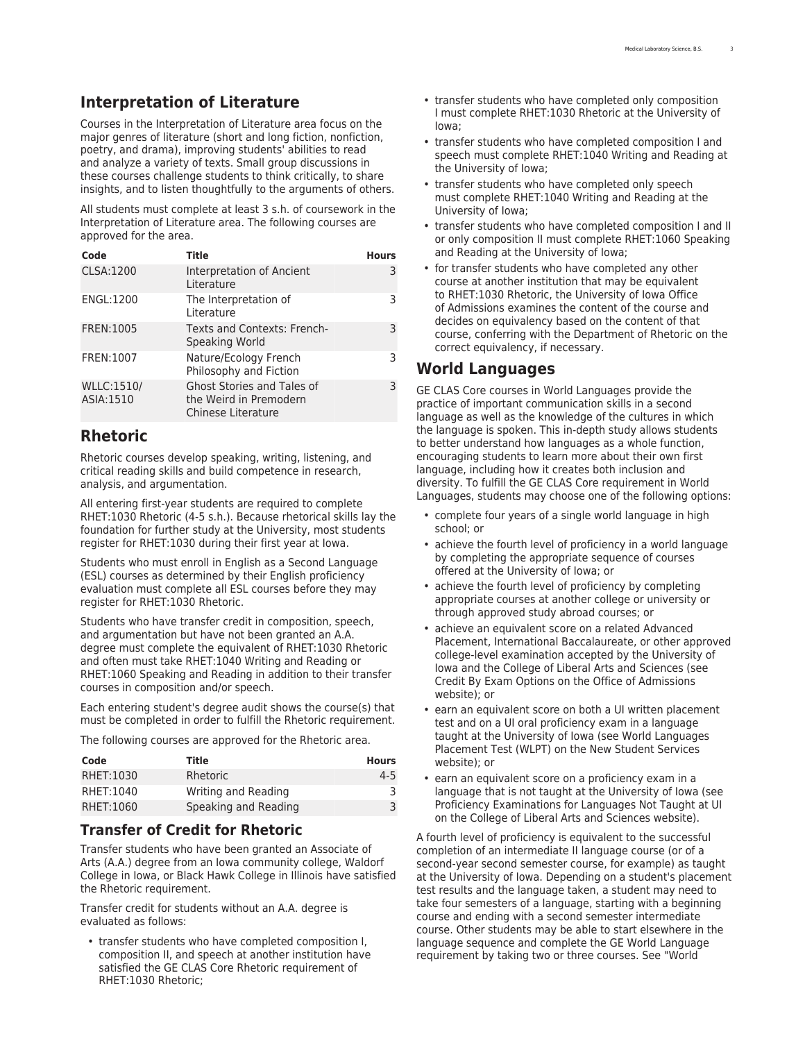## Interpretation of Literature

Courses in the Interpretation of Literature area focus on the major genres of literature (short and long fiction, nonfiction, poetry, and drama), improving students' abilities to read and analyze a variety of texts. Small group discussions in these courses challenge students to think critically, to share insights, and to listen thoughtfully to the arguments of others.

All students must complete at least 3 s.h. of coursework in the Interpretation of Literature area. The following courses are approved for the area.

| Code | Title | Hours |
|---|---|---|
| CLSA:1200 | Interpretation of Ancient Literature | 3 |
| ENGL:1200 | The Interpretation of Literature | 3 |
| FREN:1005 | Texts and Contexts: French-Speaking World | 3 |
| FREN:1007 | Nature/Ecology French Philosophy and Fiction | 3 |
| WLLC:1510/ ASIA:1510 | Ghost Stories and Tales of the Weird in Premodern Chinese Literature | 3 |

## Rhetoric

Rhetoric courses develop speaking, writing, listening, and critical reading skills and build competence in research, analysis, and argumentation.

All entering first-year students are required to complete RHET:1030 Rhetoric (4-5 s.h.). Because rhetorical skills lay the foundation for further study at the University, most students register for RHET:1030 during their first year at Iowa.

Students who must enroll in English as a Second Language (ESL) courses as determined by their English proficiency evaluation must complete all ESL courses before they may register for RHET:1030 Rhetoric.

Students who have transfer credit in composition, speech, and argumentation but have not been granted an A.A. degree must complete the equivalent of RHET:1030 Rhetoric and often must take RHET:1040 Writing and Reading or RHET:1060 Speaking and Reading in addition to their transfer courses in composition and/or speech.

Each entering student's degree audit shows the course(s) that must be completed in order to fulfill the Rhetoric requirement.

The following courses are approved for the Rhetoric area.

| Code | Title | Hours |
|---|---|---|
| RHET:1030 | Rhetoric | 4-5 |
| RHET:1040 | Writing and Reading | 3 |
| RHET:1060 | Speaking and Reading | 3 |

### Transfer of Credit for Rhetoric

Transfer students who have been granted an Associate of Arts (A.A.) degree from an Iowa community college, Waldorf College in Iowa, or Black Hawk College in Illinois have satisfied the Rhetoric requirement.

Transfer credit for students without an A.A. degree is evaluated as follows:

- transfer students who have completed composition I, composition II, and speech at another institution have satisfied the GE CLAS Core Rhetoric requirement of RHET:1030 Rhetoric;
- transfer students who have completed only composition I must complete RHET:1030 Rhetoric at the University of Iowa;
- transfer students who have completed composition I and speech must complete RHET:1040 Writing and Reading at the University of Iowa;
- transfer students who have completed only speech must complete RHET:1040 Writing and Reading at the University of Iowa;
- transfer students who have completed composition I and II or only composition II must complete RHET:1060 Speaking and Reading at the University of Iowa;
- for transfer students who have completed any other course at another institution that may be equivalent to RHET:1030 Rhetoric, the University of Iowa Office of Admissions examines the content of the course and decides on equivalency based on the content of that course, conferring with the Department of Rhetoric on the correct equivalency, if necessary.

## World Languages

GE CLAS Core courses in World Languages provide the practice of important communication skills in a second language as well as the knowledge of the cultures in which the language is spoken. This in-depth study allows students to better understand how languages as a whole function, encouraging students to learn more about their own first language, including how it creates both inclusion and diversity. To fulfill the GE CLAS Core requirement in World Languages, students may choose one of the following options:

- complete four years of a single world language in high school; or
- achieve the fourth level of proficiency in a world language by completing the appropriate sequence of courses offered at the University of Iowa; or
- achieve the fourth level of proficiency by completing appropriate courses at another college or university or through approved study abroad courses; or
- achieve an equivalent score on a related Advanced Placement, International Baccalaureate, or other approved college-level examination accepted by the University of Iowa and the College of Liberal Arts and Sciences (see Credit By Exam Options on the Office of Admissions website); or
- earn an equivalent score on both a UI written placement test and on a UI oral proficiency exam in a language taught at the University of Iowa (see World Languages Placement Test (WLPT) on the New Student Services website); or
- earn an equivalent score on a proficiency exam in a language that is not taught at the University of Iowa (see Proficiency Examinations for Languages Not Taught at UI on the College of Liberal Arts and Sciences website).

A fourth level of proficiency is equivalent to the successful completion of an intermediate II language course (or of a second-year second semester course, for example) as taught at the University of Iowa. Depending on a student's placement test results and the language taken, a student may need to take four semesters of a language, starting with a beginning course and ending with a second semester intermediate course. Other students may be able to start elsewhere in the language sequence and complete the GE World Language requirement by taking two or three courses. See "World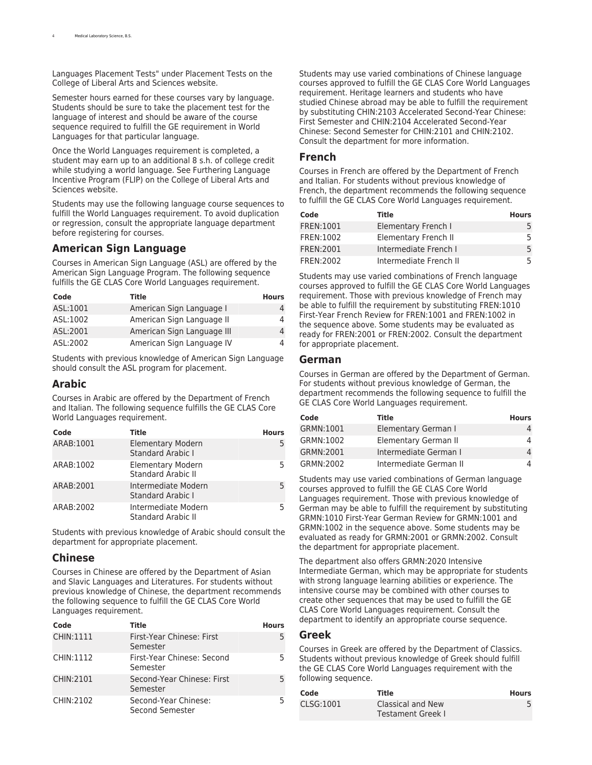Languages Placement Tests" under Placement Tests on the College of Liberal Arts and Sciences website.

Semester hours earned for these courses vary by language. Students should be sure to take the placement test for the language of interest and should be aware of the course sequence required to fulfill the GE requirement in World Languages for that particular language.

Once the World Languages requirement is completed, a student may earn up to an additional 8 s.h. of college credit while studying a world language. See Furthering Language Incentive Program (FLIP) on the College of Liberal Arts and Sciences website.

Students may use the following language course sequences to fulfill the World Languages requirement. To avoid duplication or regression, consult the appropriate language department before registering for courses.

## American Sign Language

Courses in American Sign Language (ASL) are offered by the American Sign Language Program. The following sequence fulfills the GE CLAS Core World Languages requirement.

| Code | Title | Hours |
|---|---|---|
| ASL:1001 | American Sign Language I | 4 |
| ASL:1002 | American Sign Language II | 4 |
| ASL:2001 | American Sign Language III | 4 |
| ASL:2002 | American Sign Language IV | 4 |

Students with previous knowledge of American Sign Language should consult the ASL program for placement.

## Arabic

Courses in Arabic are offered by the Department of French and Italian. The following sequence fulfills the GE CLAS Core World Languages requirement.

| Code | Title | Hours |
|---|---|---|
| ARAB:1001 | Elementary Modern Standard Arabic I | 5 |
| ARAB:1002 | Elementary Modern Standard Arabic II | 5 |
| ARAB:2001 | Intermediate Modern Standard Arabic I | 5 |
| ARAB:2002 | Intermediate Modern Standard Arabic II | 5 |

Students with previous knowledge of Arabic should consult the department for appropriate placement.

## Chinese

Courses in Chinese are offered by the Department of Asian and Slavic Languages and Literatures. For students without previous knowledge of Chinese, the department recommends the following sequence to fulfill the GE CLAS Core World Languages requirement.

| Code | Title | Hours |
|---|---|---|
| CHIN:1111 | First-Year Chinese: First Semester | 5 |
| CHIN:1112 | First-Year Chinese: Second Semester | 5 |
| CHIN:2101 | Second-Year Chinese: First Semester | 5 |
| CHIN:2102 | Second-Year Chinese: Second Semester | 5 |

Students may use varied combinations of Chinese language courses approved to fulfill the GE CLAS Core World Languages requirement. Heritage learners and students who have studied Chinese abroad may be able to fulfill the requirement by substituting CHIN:2103 Accelerated Second-Year Chinese: First Semester and CHIN:2104 Accelerated Second-Year Chinese: Second Semester for CHIN:2101 and CHIN:2102. Consult the department for more information.

## French

Courses in French are offered by the Department of French and Italian. For students without previous knowledge of French, the department recommends the following sequence to fulfill the GE CLAS Core World Languages requirement.

| Code | Title | Hours |
|---|---|---|
| FREN:1001 | Elementary French I | 5 |
| FREN:1002 | Elementary French II | 5 |
| FREN:2001 | Intermediate French I | 5 |
| FREN:2002 | Intermediate French II | 5 |

Students may use varied combinations of French language courses approved to fulfill the GE CLAS Core World Languages requirement. Those with previous knowledge of French may be able to fulfill the requirement by substituting FREN:1010 First-Year French Review for FREN:1001 and FREN:1002 in the sequence above. Some students may be evaluated as ready for FREN:2001 or FREN:2002. Consult the department for appropriate placement.

## German

Courses in German are offered by the Department of German. For students without previous knowledge of German, the department recommends the following sequence to fulfill the GE CLAS Core World Languages requirement.

| Code | Title | Hours |
|---|---|---|
| GRMN:1001 | Elementary German I | 4 |
| GRMN:1002 | Elementary German II | 4 |
| GRMN:2001 | Intermediate German I | 4 |
| GRMN:2002 | Intermediate German II | 4 |

Students may use varied combinations of German language courses approved to fulfill the GE CLAS Core World Languages requirement. Those with previous knowledge of German may be able to fulfill the requirement by substituting GRMN:1010 First-Year German Review for GRMN:1001 and GRMN:1002 in the sequence above. Some students may be evaluated as ready for GRMN:2001 or GRMN:2002. Consult the department for appropriate placement.

The department also offers GRMN:2020 Intensive Intermediate German, which may be appropriate for students with strong language learning abilities or experience. The intensive course may be combined with other courses to create other sequences that may be used to fulfill the GE CLAS Core World Languages requirement. Consult the department to identify an appropriate course sequence.

## Greek

Courses in Greek are offered by the Department of Classics. Students without previous knowledge of Greek should fulfill the GE CLAS Core World Languages requirement with the following sequence.

| Code | Title | Hours |
|---|---|---|
| CLSG:1001 | Classical and New Testament Greek I | 5 |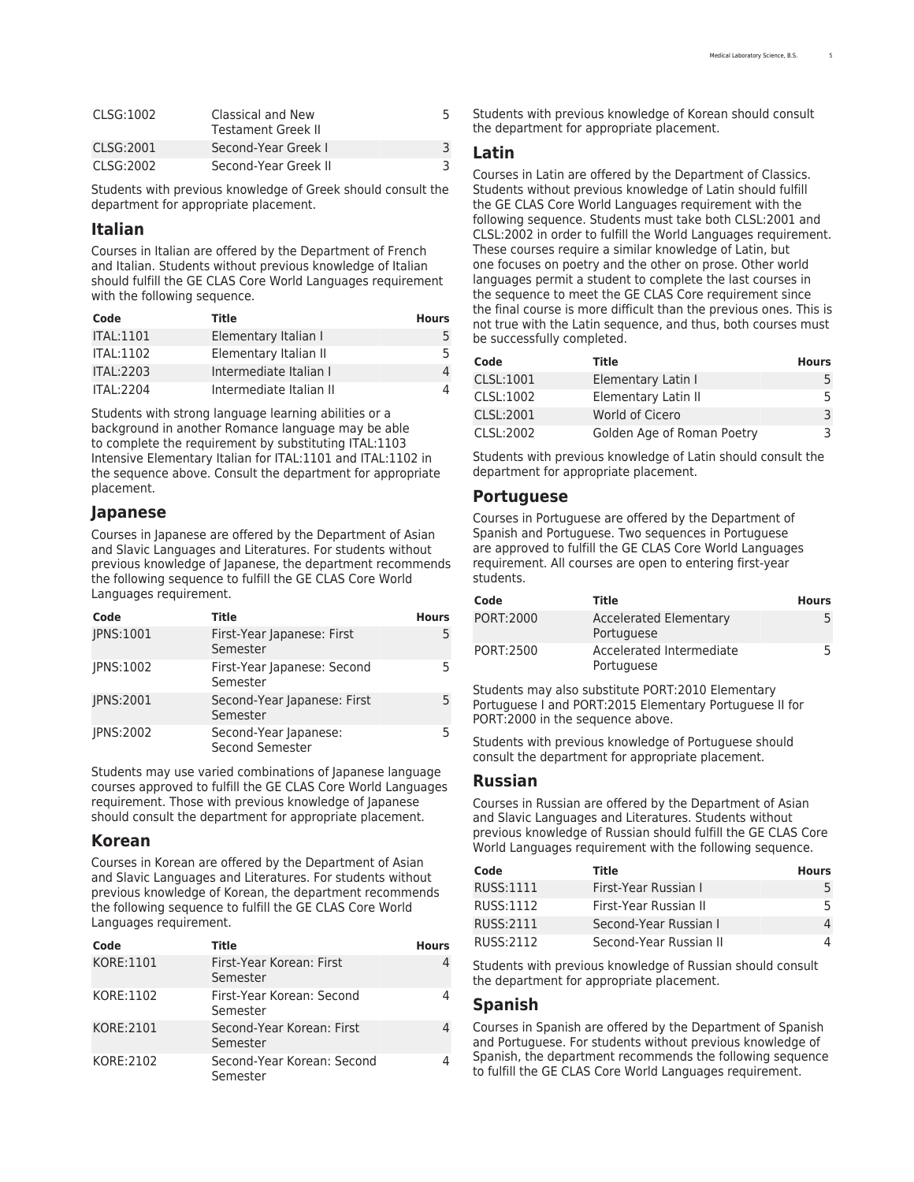| | | |
|---|---|---|
| CLSG:1002 | Classical and New Testament Greek II | 5 |
| CLSG:2001 | Second-Year Greek I | 3 |
| CLSG:2002 | Second-Year Greek II | 3 |

Students with previous knowledge of Greek should consult the department for appropriate placement.

## Italian

Courses in Italian are offered by the Department of French and Italian. Students without previous knowledge of Italian should fulfill the GE CLAS Core World Languages requirement with the following sequence.

| Code | Title | Hours |
|---|---|---|
| ITAL:1101 | Elementary Italian I | 5 |
| ITAL:1102 | Elementary Italian II | 5 |
| ITAL:2203 | Intermediate Italian I | 4 |
| ITAL:2204 | Intermediate Italian II | 4 |

Students with strong language learning abilities or a background in another Romance language may be able to complete the requirement by substituting ITAL:1103 Intensive Elementary Italian for ITAL:1101 and ITAL:1102 in the sequence above. Consult the department for appropriate placement.

## Japanese

Courses in Japanese are offered by the Department of Asian and Slavic Languages and Literatures. For students without previous knowledge of Japanese, the department recommends the following sequence to fulfill the GE CLAS Core World Languages requirement.

| Code | Title | Hours |
|---|---|---|
| JPNS:1001 | First-Year Japanese: First Semester | 5 |
| JPNS:1002 | First-Year Japanese: Second Semester | 5 |
| JPNS:2001 | Second-Year Japanese: First Semester | 5 |
| JPNS:2002 | Second-Year Japanese: Second Semester | 5 |

Students may use varied combinations of Japanese language courses approved to fulfill the GE CLAS Core World Languages requirement. Those with previous knowledge of Japanese should consult the department for appropriate placement.

## Korean

Courses in Korean are offered by the Department of Asian and Slavic Languages and Literatures. For students without previous knowledge of Korean, the department recommends the following sequence to fulfill the GE CLAS Core World Languages requirement.

| Code | Title | Hours |
|---|---|---|
| KORE:1101 | First-Year Korean: First Semester | 4 |
| KORE:1102 | First-Year Korean: Second Semester | 4 |
| KORE:2101 | Second-Year Korean: First Semester | 4 |
| KORE:2102 | Second-Year Korean: Second Semester | 4 |

Students with previous knowledge of Korean should consult the department for appropriate placement.

## Latin

Courses in Latin are offered by the Department of Classics. Students without previous knowledge of Latin should fulfill the GE CLAS Core World Languages requirement with the following sequence. Students must take both CLSL:2001 and CLSL:2002 in order to fulfill the World Languages requirement. These courses require a similar knowledge of Latin, but one focuses on poetry and the other on prose. Other world languages permit a student to complete the last courses in the sequence to meet the GE CLAS Core requirement since the final course is more difficult than the previous ones. This is not true with the Latin sequence, and thus, both courses must be successfully completed.

| Code | Title | Hours |
|---|---|---|
| CLSL:1001 | Elementary Latin I | 5 |
| CLSL:1002 | Elementary Latin II | 5 |
| CLSL:2001 | World of Cicero | 3 |
| CLSL:2002 | Golden Age of Roman Poetry | 3 |

Students with previous knowledge of Latin should consult the department for appropriate placement.

## Portuguese

Courses in Portuguese are offered by the Department of Spanish and Portuguese. Two sequences in Portuguese are approved to fulfill the GE CLAS Core World Languages requirement. All courses are open to entering first-year students.

| Code | Title | Hours |
|---|---|---|
| PORT:2000 | Accelerated Elementary Portuguese | 5 |
| PORT:2500 | Accelerated Intermediate Portuguese | 5 |

Students may also substitute PORT:2010 Elementary Portuguese I and PORT:2015 Elementary Portuguese II for PORT:2000 in the sequence above.

Students with previous knowledge of Portuguese should consult the department for appropriate placement.

## Russian

Courses in Russian are offered by the Department of Asian and Slavic Languages and Literatures. Students without previous knowledge of Russian should fulfill the GE CLAS Core World Languages requirement with the following sequence.

| Code | Title | Hours |
|---|---|---|
| RUSS:1111 | First-Year Russian I | 5 |
| RUSS:1112 | First-Year Russian II | 5 |
| RUSS:2111 | Second-Year Russian I | 4 |
| RUSS:2112 | Second-Year Russian II | 4 |

Students with previous knowledge of Russian should consult the department for appropriate placement.

## Spanish

Courses in Spanish are offered by the Department of Spanish and Portuguese. For students without previous knowledge of Spanish, the department recommends the following sequence to fulfill the GE CLAS Core World Languages requirement.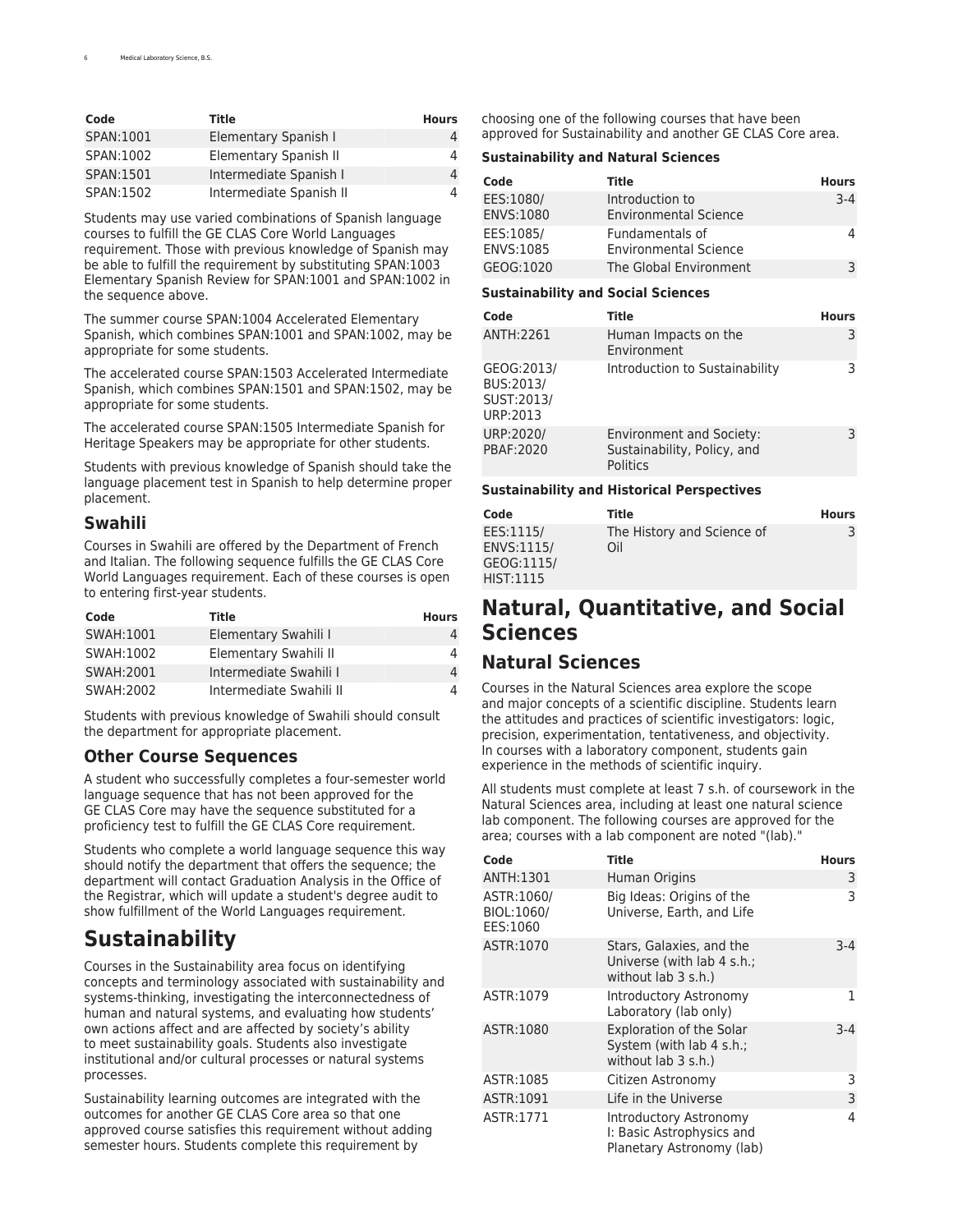| Code | Title | Hours |
| --- | --- | --- |
| SPAN:1001 | Elementary Spanish I | 4 |
| SPAN:1002 | Elementary Spanish II | 4 |
| SPAN:1501 | Intermediate Spanish I | 4 |
| SPAN:1502 | Intermediate Spanish II | 4 |

Students may use varied combinations of Spanish language courses to fulfill the GE CLAS Core World Languages requirement. Those with previous knowledge of Spanish may be able to fulfill the requirement by substituting SPAN:1003 Elementary Spanish Review for SPAN:1001 and SPAN:1002 in the sequence above.

The summer course SPAN:1004 Accelerated Elementary Spanish, which combines SPAN:1001 and SPAN:1002, may be appropriate for some students.

The accelerated course SPAN:1503 Accelerated Intermediate Spanish, which combines SPAN:1501 and SPAN:1502, may be appropriate for some students.

The accelerated course SPAN:1505 Intermediate Spanish for Heritage Speakers may be appropriate for other students.

Students with previous knowledge of Spanish should take the language placement test in Spanish to help determine proper placement.

### Swahili

Courses in Swahili are offered by the Department of French and Italian. The following sequence fulfills the GE CLAS Core World Languages requirement. Each of these courses is open to entering first-year students.

| Code | Title | Hours |
| --- | --- | --- |
| SWAH:1001 | Elementary Swahili I | 4 |
| SWAH:1002 | Elementary Swahili II | 4 |
| SWAH:2001 | Intermediate Swahili I | 4 |
| SWAH:2002 | Intermediate Swahili II | 4 |

Students with previous knowledge of Swahili should consult the department for appropriate placement.

### Other Course Sequences

A student who successfully completes a four-semester world language sequence that has not been approved for the GE CLAS Core may have the sequence substituted for a proficiency test to fulfill the GE CLAS Core requirement.

Students who complete a world language sequence this way should notify the department that offers the sequence; the department will contact Graduation Analysis in the Office of the Registrar, which will update a student's degree audit to show fulfillment of the World Languages requirement.

# Sustainability

Courses in the Sustainability area focus on identifying concepts and terminology associated with sustainability and systems-thinking, investigating the interconnectedness of human and natural systems, and evaluating how students' own actions affect and are affected by society's ability to meet sustainability goals. Students also investigate institutional and/or cultural processes or natural systems processes.

Sustainability learning outcomes are integrated with the outcomes for another GE CLAS Core area so that one approved course satisfies this requirement without adding semester hours. Students complete this requirement by choosing one of the following courses that have been approved for Sustainability and another GE CLAS Core area.

**Sustainability and Natural Sciences**

| Code | Title | Hours |
| --- | --- | --- |
| EES:1080/ ENVS:1080 | Introduction to Environmental Science | 3-4 |
| EES:1085/ ENVS:1085 | Fundamentals of Environmental Science | 4 |
| GEOG:1020 | The Global Environment | 3 |

**Sustainability and Social Sciences**

| Code | Title | Hours |
| --- | --- | --- |
| ANTH:2261 | Human Impacts on the Environment | 3 |
| GEOG:2013/ BUS:2013/ SUST:2013/ URP:2013 | Introduction to Sustainability | 3 |
| URP:2020/ PBAF:2020 | Environment and Society: Sustainability, Policy, and Politics | 3 |

**Sustainability and Historical Perspectives**

| Code | Title | Hours |
| --- | --- | --- |
| EES:1115/ ENVS:1115/ GEOG:1115/ HIST:1115 | The History and Science of Oil | 3 |

# Natural, Quantitative, and Social Sciences

## Natural Sciences

Courses in the Natural Sciences area explore the scope and major concepts of a scientific discipline. Students learn the attitudes and practices of scientific investigators: logic, precision, experimentation, tentativeness, and objectivity. In courses with a laboratory component, students gain experience in the methods of scientific inquiry.

All students must complete at least 7 s.h. of coursework in the Natural Sciences area, including at least one natural science lab component. The following courses are approved for the area; courses with a lab component are noted "(lab)."

| Code | Title | Hours |
| --- | --- | --- |
| ANTH:1301 | Human Origins | 3 |
| ASTR:1060/ BIOL:1060/ EES:1060 | Big Ideas: Origins of the Universe, Earth, and Life | 3 |
| ASTR:1070 | Stars, Galaxies, and the Universe (with lab 4 s.h.; without lab 3 s.h.) | 3-4 |
| ASTR:1079 | Introductory Astronomy Laboratory (lab only) | 1 |
| ASTR:1080 | Exploration of the Solar System (with lab 4 s.h.; without lab 3 s.h.) | 3-4 |
| ASTR:1085 | Citizen Astronomy | 3 |
| ASTR:1091 | Life in the Universe | 3 |
| ASTR:1771 | Introductory Astronomy I: Basic Astrophysics and Planetary Astronomy (lab) | 4 |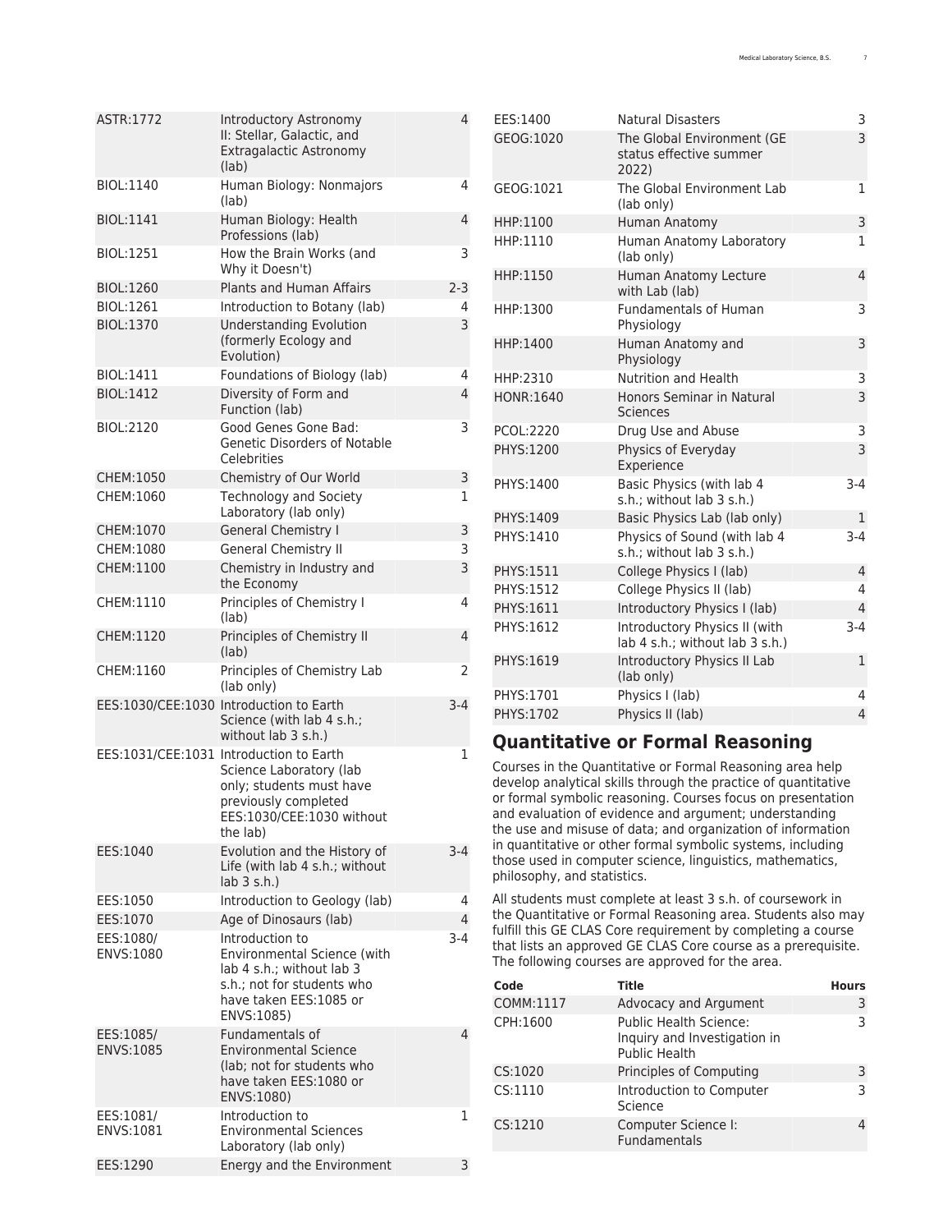| | | |
|---|---|---|
| ASTR:1772 | Introductory Astronomy II: Stellar, Galactic, and Extragalactic Astronomy (lab) | 4 |
| BIOL:1140 | Human Biology: Nonmajors (lab) | 4 |
| BIOL:1141 | Human Biology: Health Professions (lab) | 4 |
| BIOL:1251 | How the Brain Works (and Why it Doesn't) | 3 |
| BIOL:1260 | Plants and Human Affairs | 2-3 |
| BIOL:1261 | Introduction to Botany (lab) | 4 |
| BIOL:1370 | Understanding Evolution (formerly Ecology and Evolution) | 3 |
| BIOL:1411 | Foundations of Biology (lab) | 4 |
| BIOL:1412 | Diversity of Form and Function (lab) | 4 |
| BIOL:2120 | Good Genes Gone Bad: Genetic Disorders of Notable Celebrities | 3 |
| CHEM:1050 | Chemistry of Our World | 3 |
| CHEM:1060 | Technology and Society Laboratory (lab only) | 1 |
| CHEM:1070 | General Chemistry I | 3 |
| CHEM:1080 | General Chemistry II | 3 |
| CHEM:1100 | Chemistry in Industry and the Economy | 3 |
| CHEM:1110 | Principles of Chemistry I (lab) | 4 |
| CHEM:1120 | Principles of Chemistry II (lab) | 4 |
| CHEM:1160 | Principles of Chemistry Lab (lab only) | 2 |
| EES:1030/CEE:1030 | Introduction to Earth Science (with lab 4 s.h.; without lab 3 s.h.) | 3-4 |
| EES:1031/CEE:1031 | Introduction to Earth Science Laboratory (lab only; students must have previously completed EES:1030/CEE:1030 without the lab) | 1 |
| EES:1040 | Evolution and the History of Life (with lab 4 s.h.; without lab 3 s.h.) | 3-4 |
| EES:1050 | Introduction to Geology (lab) | 4 |
| EES:1070 | Age of Dinosaurs (lab) | 4 |
| EES:1080/ ENVS:1080 | Introduction to Environmental Science (with lab 4 s.h.; without lab 3 s.h.; not for students who have taken EES:1085 or ENVS:1085) | 3-4 |
| EES:1085/ ENVS:1085 | Fundamentals of Environmental Science (lab; not for students who have taken EES:1080 or ENVS:1080) | 4 |
| EES:1081/ ENVS:1081 | Introduction to Environmental Sciences Laboratory (lab only) | 1 |
| EES:1290 | Energy and the Environment | 3 |
| EES:1400 | Natural Disasters | 3 |
| GEOG:1020 | The Global Environment (GE status effective summer 2022) | 3 |
| GEOG:1021 | The Global Environment Lab (lab only) | 1 |
| HHP:1100 | Human Anatomy | 3 |
| HHP:1110 | Human Anatomy Laboratory (lab only) | 1 |
| HHP:1150 | Human Anatomy Lecture with Lab (lab) | 4 |
| HHP:1300 | Fundamentals of Human Physiology | 3 |
| HHP:1400 | Human Anatomy and Physiology | 3 |
| HHP:2310 | Nutrition and Health | 3 |
| HONR:1640 | Honors Seminar in Natural Sciences | 3 |
| PCOL:2220 | Drug Use and Abuse | 3 |
| PHYS:1200 | Physics of Everyday Experience | 3 |
| PHYS:1400 | Basic Physics (with lab 4 s.h.; without lab 3 s.h.) | 3-4 |
| PHYS:1409 | Basic Physics Lab (lab only) | 1 |
| PHYS:1410 | Physics of Sound (with lab 4 s.h.; without lab 3 s.h.) | 3-4 |
| PHYS:1511 | College Physics I (lab) | 4 |
| PHYS:1512 | College Physics II (lab) | 4 |
| PHYS:1611 | Introductory Physics I (lab) | 4 |
| PHYS:1612 | Introductory Physics II (with lab 4 s.h.; without lab 3 s.h.) | 3-4 |
| PHYS:1619 | Introductory Physics II Lab (lab only) | 1 |
| PHYS:1701 | Physics I (lab) | 4 |
| PHYS:1702 | Physics II (lab) | 4 |

## Quantitative or Formal Reasoning

Courses in the Quantitative or Formal Reasoning area help develop analytical skills through the practice of quantitative or formal symbolic reasoning. Courses focus on presentation and evaluation of evidence and argument; understanding the use and misuse of data; and organization of information in quantitative or other formal symbolic systems, including those used in computer science, linguistics, mathematics, philosophy, and statistics.

All students must complete at least 3 s.h. of coursework in the Quantitative or Formal Reasoning area. Students also may fulfill this GE CLAS Core requirement by completing a course that lists an approved GE CLAS Core course as a prerequisite. The following courses are approved for the area.

| Code | Title | Hours |
|---|---|---|
| COMM:1117 | Advocacy and Argument | 3 |
| CPH:1600 | Public Health Science: Inquiry and Investigation in Public Health | 3 |
| CS:1020 | Principles of Computing | 3 |
| CS:1110 | Introduction to Computer Science | 3 |
| CS:1210 | Computer Science I: Fundamentals | 4 |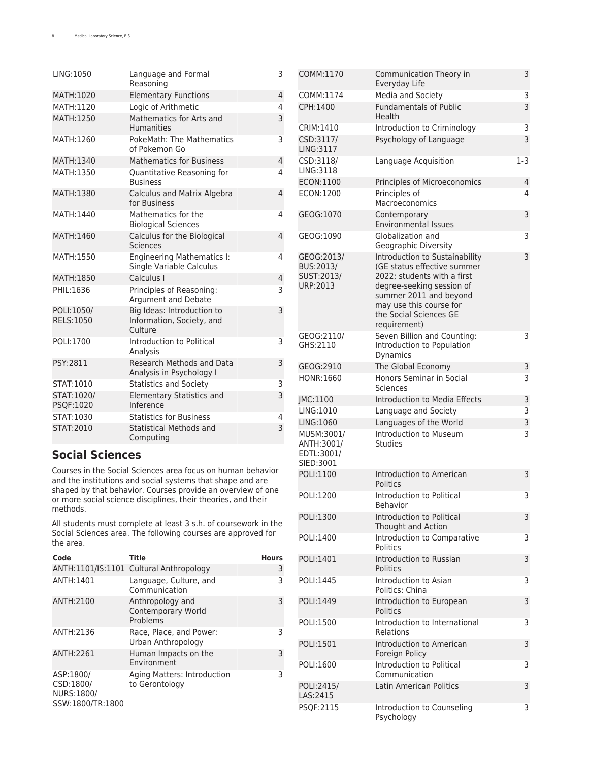| | | |
|---|---|---|
| LING:1050 | Language and Formal Reasoning | 3 |
| MATH:1020 | Elementary Functions | 4 |
| MATH:1120 | Logic of Arithmetic | 4 |
| MATH:1250 | Mathematics for Arts and Humanities | 3 |
| MATH:1260 | PokeMath: The Mathematics of Pokemon Go | 3 |
| MATH:1340 | Mathematics for Business | 4 |
| MATH:1350 | Quantitative Reasoning for Business | 4 |
| MATH:1380 | Calculus and Matrix Algebra for Business | 4 |
| MATH:1440 | Mathematics for the Biological Sciences | 4 |
| MATH:1460 | Calculus for the Biological Sciences | 4 |
| MATH:1550 | Engineering Mathematics I: Single Variable Calculus | 4 |
| MATH:1850 | Calculus I | 4 |
| PHIL:1636 | Principles of Reasoning: Argument and Debate | 3 |
| POLI:1050/ RELS:1050 | Big Ideas: Introduction to Information, Society, and Culture | 3 |
| POLI:1700 | Introduction to Political Analysis | 3 |
| PSY:2811 | Research Methods and Data Analysis in Psychology I | 3 |
| STAT:1010 | Statistics and Society | 3 |
| STAT:1020/ PSQF:1020 | Elementary Statistics and Inference | 3 |
| STAT:1030 | Statistics for Business | 4 |
| STAT:2010 | Statistical Methods and Computing | 3 |

## Social Sciences

Courses in the Social Sciences area focus on human behavior and the institutions and social systems that shape and are shaped by that behavior. Courses provide an overview of one or more social science disciplines, their theories, and their methods.

All students must complete at least 3 s.h. of coursework in the Social Sciences area. The following courses are approved for the area.

| Code | Title | Hours |
|---|---|---|
| ANTH:1101/IS:1101 | Cultural Anthropology | 3 |
| ANTH:1401 | Language, Culture, and Communication | 3 |
| ANTH:2100 | Anthropology and Contemporary World Problems | 3 |
| ANTH:2136 | Race, Place, and Power: Urban Anthropology | 3 |
| ANTH:2261 | Human Impacts on the Environment | 3 |
| ASP:1800/ CSD:1800/ NURS:1800/ SSW:1800/TR:1800 | Aging Matters: Introduction to Gerontology | 3 |
| COMM:1170 | Communication Theory in Everyday Life | 3 |
| COMM:1174 | Media and Society | 3 |
| CPH:1400 | Fundamentals of Public Health | 3 |
| CRIM:1410 | Introduction to Criminology | 3 |
| CSD:3117/ LING:3117 | Psychology of Language | 3 |
| CSD:3118/ LING:3118 | Language Acquisition | 1-3 |
| ECON:1100 | Principles of Microeconomics | 4 |
| ECON:1200 | Principles of Macroeconomics | 4 |
| GEOG:1070 | Contemporary Environmental Issues | 3 |
| GEOG:1090 | Globalization and Geographic Diversity | 3 |
| GEOG:2013/ BUS:2013/ SUST:2013/ URP:2013 | Introduction to Sustainability (GE status effective summer 2022; students with a first degree-seeking session of summer 2011 and beyond may use this course for the Social Sciences GE requirement) | 3 |
| GEOG:2110/ GHS:2110 | Seven Billion and Counting: Introduction to Population Dynamics | 3 |
| GEOG:2910 | The Global Economy | 3 |
| HONR:1660 | Honors Seminar in Social Sciences | 3 |
| JMC:1100 | Introduction to Media Effects | 3 |
| LING:1010 | Language and Society | 3 |
| LING:1060 | Languages of the World | 3 |
| MUSM:3001/ ANTH:3001/ EDTL:3001/ SIED:3001 | Introduction to Museum Studies | 3 |
| POLI:1100 | Introduction to American Politics | 3 |
| POLI:1200 | Introduction to Political Behavior | 3 |
| POLI:1300 | Introduction to Political Thought and Action | 3 |
| POLI:1400 | Introduction to Comparative Politics | 3 |
| POLI:1401 | Introduction to Russian Politics | 3 |
| POLI:1445 | Introduction to Asian Politics: China | 3 |
| POLI:1449 | Introduction to European Politics | 3 |
| POLI:1500 | Introduction to International Relations | 3 |
| POLI:1501 | Introduction to American Foreign Policy | 3 |
| POLI:1600 | Introduction to Political Communication | 3 |
| POLI:2415/ LAS:2415 | Latin American Politics | 3 |
| PSQF:2115 | Introduction to Counseling Psychology | 3 |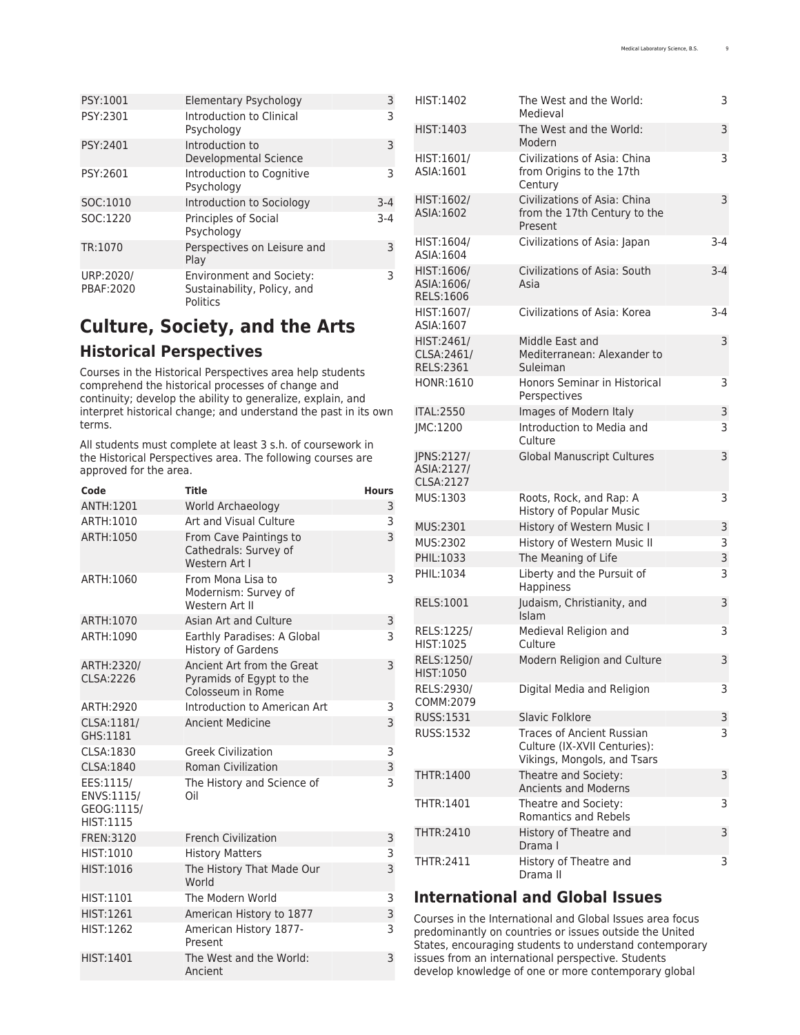| | | |
|---|---|---|
| PSY:1001 | Elementary Psychology | 3 |
| PSY:2301 | Introduction to Clinical Psychology | 3 |
| PSY:2401 | Introduction to Developmental Science | 3 |
| PSY:2601 | Introduction to Cognitive Psychology | 3 |
| SOC:1010 | Introduction to Sociology | 3-4 |
| SOC:1220 | Principles of Social Psychology | 3-4 |
| TR:1070 | Perspectives on Leisure and Play | 3 |
| URP:2020/ PBAF:2020 | Environment and Society: Sustainability, Policy, and Politics | 3 |

# Culture, Society, and the Arts

## Historical Perspectives

Courses in the Historical Perspectives area help students comprehend the historical processes of change and continuity; develop the ability to generalize, explain, and interpret historical change; and understand the past in its own terms.

All students must complete at least 3 s.h. of coursework in the Historical Perspectives area. The following courses are approved for the area.

| Code | Title | Hours |
|---|---|---|
| ANTH:1201 | World Archaeology | 3 |
| ARTH:1010 | Art and Visual Culture | 3 |
| ARTH:1050 | From Cave Paintings to Cathedrals: Survey of Western Art I | 3 |
| ARTH:1060 | From Mona Lisa to Modernism: Survey of Western Art II | 3 |
| ARTH:1070 | Asian Art and Culture | 3 |
| ARTH:1090 | Earthly Paradises: A Global History of Gardens | 3 |
| ARTH:2320/ CLSA:2226 | Ancient Art from the Great Pyramids of Egypt to the Colosseum in Rome | 3 |
| ARTH:2920 | Introduction to American Art | 3 |
| CLSA:1181/ GHS:1181 | Ancient Medicine | 3 |
| CLSA:1830 | Greek Civilization | 3 |
| CLSA:1840 | Roman Civilization | 3 |
| EES:1115/ ENVS:1115/ GEOG:1115/ HIST:1115 | The History and Science of Oil | 3 |
| FREN:3120 | French Civilization | 3 |
| HIST:1010 | History Matters | 3 |
| HIST:1016 | The History That Made Our World | 3 |
| HIST:1101 | The Modern World | 3 |
| HIST:1261 | American History to 1877 | 3 |
| HIST:1262 | American History 1877-Present | 3 |
| HIST:1401 | The West and the World: Ancient | 3 |
| HIST:1402 | The West and the World: Medieval | 3 |
| HIST:1403 | The West and the World: Modern | 3 |
| HIST:1601/ ASIA:1601 | Civilizations of Asia: China from Origins to the 17th Century | 3 |
| HIST:1602/ ASIA:1602 | Civilizations of Asia: China from the 17th Century to the Present | 3 |
| HIST:1604/ ASIA:1604 | Civilizations of Asia: Japan | 3-4 |
| HIST:1606/ ASIA:1606/ RELS:1606 | Civilizations of Asia: South Asia | 3-4 |
| HIST:1607/ ASIA:1607 | Civilizations of Asia: Korea | 3-4 |
| HIST:2461/ CLSA:2461/ RELS:2361 | Middle East and Mediterranean: Alexander to Suleiman | 3 |
| HONR:1610 | Honors Seminar in Historical Perspectives | 3 |
| ITAL:2550 | Images of Modern Italy | 3 |
| JMC:1200 | Introduction to Media and Culture | 3 |
| JPNS:2127/ ASIA:2127/ CLSA:2127 | Global Manuscript Cultures | 3 |
| MUS:1303 | Roots, Rock, and Rap: A History of Popular Music | 3 |
| MUS:2301 | History of Western Music I | 3 |
| MUS:2302 | History of Western Music II | 3 |
| PHIL:1033 | The Meaning of Life | 3 |
| PHIL:1034 | Liberty and the Pursuit of Happiness | 3 |
| RELS:1001 | Judaism, Christianity, and Islam | 3 |
| RELS:1225/ HIST:1025 | Medieval Religion and Culture | 3 |
| RELS:1250/ HIST:1050 | Modern Religion and Culture | 3 |
| RELS:2930/ COMM:2079 | Digital Media and Religion | 3 |
| RUSS:1531 | Slavic Folklore | 3 |
| RUSS:1532 | Traces of Ancient Russian Culture (IX-XVII Centuries): Vikings, Mongols, and Tsars | 3 |
| THTR:1400 | Theatre and Society: Ancients and Moderns | 3 |
| THTR:1401 | Theatre and Society: Romantics and Rebels | 3 |
| THTR:2410 | History of Theatre and Drama I | 3 |
| THTR:2411 | History of Theatre and Drama II | 3 |

## International and Global Issues

Courses in the International and Global Issues area focus predominantly on countries or issues outside the United States, encouraging students to understand contemporary issues from an international perspective. Students develop knowledge of one or more contemporary global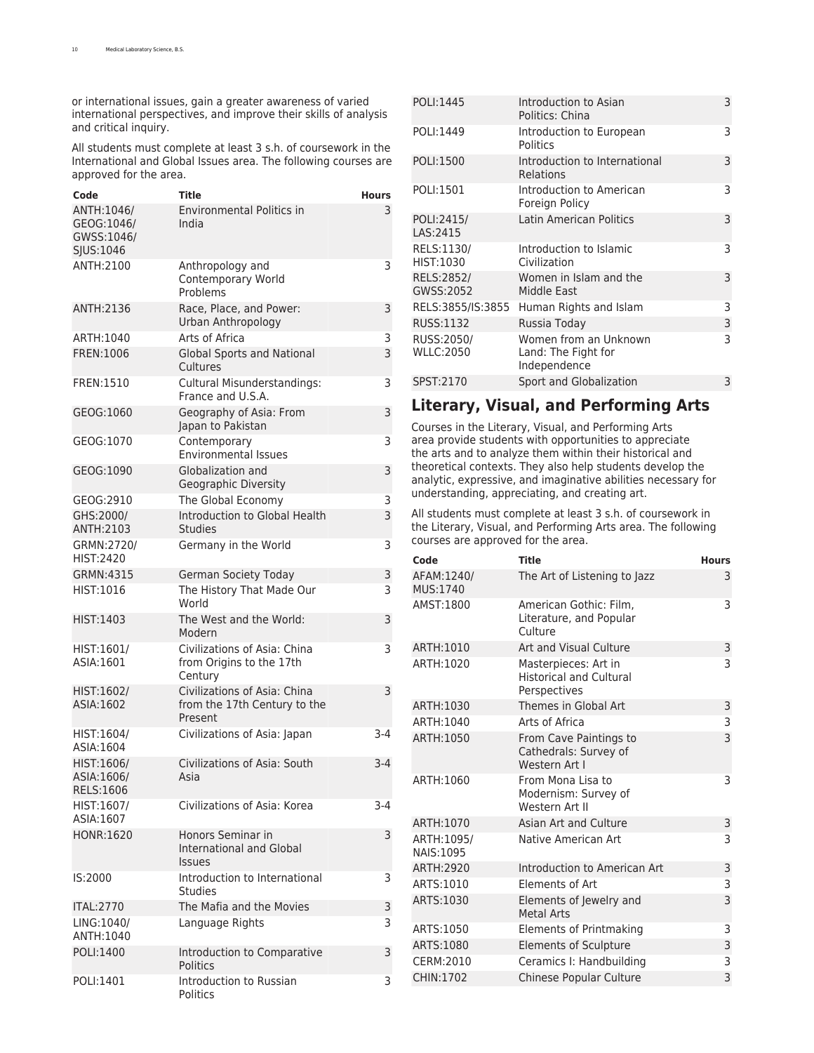or international issues, gain a greater awareness of varied international perspectives, and improve their skills of analysis and critical inquiry.

All students must complete at least 3 s.h. of coursework in the International and Global Issues area. The following courses are approved for the area.

| Code | Title | Hours |
|---|---|---|
| ANTH:1046/ GEOG:1046/ GWSS:1046/ SJUS:1046 | Environmental Politics in India | 3 |
| ANTH:2100 | Anthropology and Contemporary World Problems | 3 |
| ANTH:2136 | Race, Place, and Power: Urban Anthropology | 3 |
| ARTH:1040 | Arts of Africa | 3 |
| FREN:1006 | Global Sports and National Cultures | 3 |
| FREN:1510 | Cultural Misunderstandings: France and U.S.A. | 3 |
| GEOG:1060 | Geography of Asia: From Japan to Pakistan | 3 |
| GEOG:1070 | Contemporary Environmental Issues | 3 |
| GEOG:1090 | Globalization and Geographic Diversity | 3 |
| GEOG:2910 | The Global Economy | 3 |
| GHS:2000/ ANTH:2103 | Introduction to Global Health Studies | 3 |
| GRMN:2720/ HIST:2420 | Germany in the World | 3 |
| GRMN:4315 | German Society Today | 3 |
| HIST:1016 | The History That Made Our World | 3 |
| HIST:1403 | The West and the World: Modern | 3 |
| HIST:1601/ ASIA:1601 | Civilizations of Asia: China from Origins to the 17th Century | 3 |
| HIST:1602/ ASIA:1602 | Civilizations of Asia: China from the 17th Century to the Present | 3 |
| HIST:1604/ ASIA:1604 | Civilizations of Asia: Japan | 3-4 |
| HIST:1606/ ASIA:1606/ RELS:1606 | Civilizations of Asia: South Asia | 3-4 |
| HIST:1607/ ASIA:1607 | Civilizations of Asia: Korea | 3-4 |
| HONR:1620 | Honors Seminar in International and Global Issues | 3 |
| IS:2000 | Introduction to International Studies | 3 |
| ITAL:2770 | The Mafia and the Movies | 3 |
| LING:1040/ ANTH:1040 | Language Rights | 3 |
| POLI:1400 | Introduction to Comparative Politics | 3 |
| POLI:1401 | Introduction to Russian Politics | 3 |
| POLI:1445 | Introduction to Asian Politics: China | 3 |
| POLI:1449 | Introduction to European Politics | 3 |
| POLI:1500 | Introduction to International Relations | 3 |
| POLI:1501 | Introduction to American Foreign Policy | 3 |
| POLI:2415/ LAS:2415 | Latin American Politics | 3 |
| RELS:1130/ HIST:1030 | Introduction to Islamic Civilization | 3 |
| RELS:2852/ GWSS:2052 | Women in Islam and the Middle East | 3 |
| RELS:3855/IS:3855 | Human Rights and Islam | 3 |
| RUSS:1132 | Russia Today | 3 |
| RUSS:2050/ WLLC:2050 | Women from an Unknown Land: The Fight for Independence | 3 |
| SPST:2170 | Sport and Globalization | 3 |

## Literary, Visual, and Performing Arts

Courses in the Literary, Visual, and Performing Arts area provide students with opportunities to appreciate the arts and to analyze them within their historical and theoretical contexts. They also help students develop the analytic, expressive, and imaginative abilities necessary for understanding, appreciating, and creating art.

All students must complete at least 3 s.h. of coursework in the Literary, Visual, and Performing Arts area. The following courses are approved for the area.

| Code | Title | Hours |
|---|---|---|
| AFAM:1240/ MUS:1740 | The Art of Listening to Jazz | 3 |
| AMST:1800 | American Gothic: Film, Literature, and Popular Culture | 3 |
| ARTH:1010 | Art and Visual Culture | 3 |
| ARTH:1020 | Masterpieces: Art in Historical and Cultural Perspectives | 3 |
| ARTH:1030 | Themes in Global Art | 3 |
| ARTH:1040 | Arts of Africa | 3 |
| ARTH:1050 | From Cave Paintings to Cathedrals: Survey of Western Art I | 3 |
| ARTH:1060 | From Mona Lisa to Modernism: Survey of Western Art II | 3 |
| ARTH:1070 | Asian Art and Culture | 3 |
| ARTH:1095/ NAIS:1095 | Native American Art | 3 |
| ARTH:2920 | Introduction to American Art | 3 |
| ARTS:1010 | Elements of Art | 3 |
| ARTS:1030 | Elements of Jewelry and Metal Arts | 3 |
| ARTS:1050 | Elements of Printmaking | 3 |
| ARTS:1080 | Elements of Sculpture | 3 |
| CERM:2010 | Ceramics I: Handbuilding | 3 |
| CHIN:1702 | Chinese Popular Culture | 3 |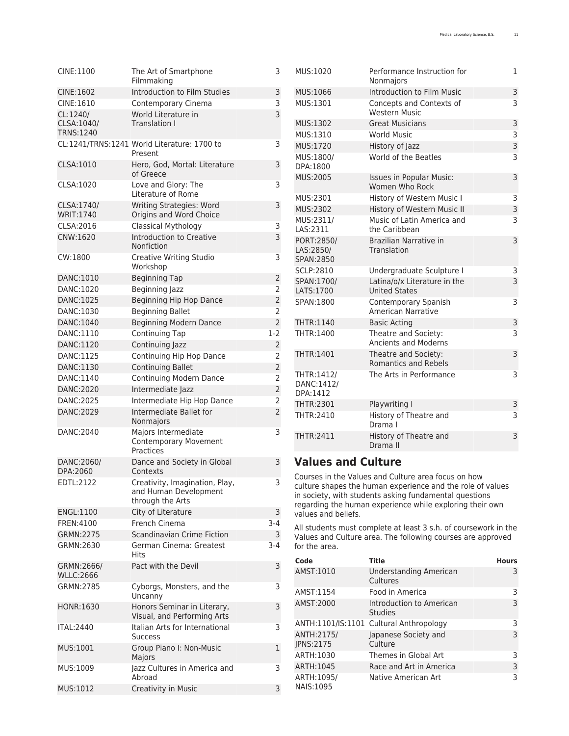| | | |
|---|---|---|
| CINE:1100 | The Art of Smartphone Filmmaking | 3 |
| CINE:1602 | Introduction to Film Studies | 3 |
| CINE:1610 | Contemporary Cinema | 3 |
| CL:1240/ CLSA:1040/ TRNS:1240 | World Literature in Translation I | 3 |
| CL:1241/TRNS:1241 | World Literature: 1700 to Present | 3 |
| CLSA:1010 | Hero, God, Mortal: Literature of Greece | 3 |
| CLSA:1020 | Love and Glory: The Literature of Rome | 3 |
| CLSA:1740/ WRIT:1740 | Writing Strategies: Word Origins and Word Choice | 3 |
| CLSA:2016 | Classical Mythology | 3 |
| CNW:1620 | Introduction to Creative Nonfiction | 3 |
| CW:1800 | Creative Writing Studio Workshop | 3 |
| DANC:1010 | Beginning Tap | 2 |
| DANC:1020 | Beginning Jazz | 2 |
| DANC:1025 | Beginning Hip Hop Dance | 2 |
| DANC:1030 | Beginning Ballet | 2 |
| DANC:1040 | Beginning Modern Dance | 2 |
| DANC:1110 | Continuing Tap | 1-2 |
| DANC:1120 | Continuing Jazz | 2 |
| DANC:1125 | Continuing Hip Hop Dance | 2 |
| DANC:1130 | Continuing Ballet | 2 |
| DANC:1140 | Continuing Modern Dance | 2 |
| DANC:2020 | Intermediate Jazz | 2 |
| DANC:2025 | Intermediate Hip Hop Dance | 2 |
| DANC:2029 | Intermediate Ballet for Nonmajors | 2 |
| DANC:2040 | Majors Intermediate Contemporary Movement Practices | 3 |
| DANC:2060/ DPA:2060 | Dance and Society in Global Contexts | 3 |
| EDTL:2122 | Creativity, Imagination, Play, and Human Development through the Arts | 3 |
| ENGL:1100 | City of Literature | 3 |
| FREN:4100 | French Cinema | 3-4 |
| GRMN:2275 | Scandinavian Crime Fiction | 3 |
| GRMN:2630 | German Cinema: Greatest Hits | 3-4 |
| GRMN:2666/ WLLC:2666 | Pact with the Devil | 3 |
| GRMN:2785 | Cyborgs, Monsters, and the Uncanny | 3 |
| HONR:1630 | Honors Seminar in Literary, Visual, and Performing Arts | 3 |
| ITAL:2440 | Italian Arts for International Success | 3 |
| MUS:1001 | Group Piano I: Non-Music Majors | 1 |
| MUS:1009 | Jazz Cultures in America and Abroad | 3 |
| MUS:1012 | Creativity in Music | 3 |
| MUS:1020 | Performance Instruction for Nonmajors | 1 |
| MUS:1066 | Introduction to Film Music | 3 |
| MUS:1301 | Concepts and Contexts of Western Music | 3 |
| MUS:1302 | Great Musicians | 3 |
| MUS:1310 | World Music | 3 |
| MUS:1720 | History of Jazz | 3 |
| MUS:1800/ DPA:1800 | World of the Beatles | 3 |
| MUS:2005 | Issues in Popular Music: Women Who Rock | 3 |
| MUS:2301 | History of Western Music I | 3 |
| MUS:2302 | History of Western Music II | 3 |
| MUS:2311/ LAS:2311 | Music of Latin America and the Caribbean | 3 |
| PORT:2850/ LAS:2850/ SPAN:2850 | Brazilian Narrative in Translation | 3 |
| SCLP:2810 | Undergraduate Sculpture I | 3 |
| SPAN:1700/ LATS:1700 | Latina/o/x Literature in the United States | 3 |
| SPAN:1800 | Contemporary Spanish American Narrative | 3 |
| THTR:1140 | Basic Acting | 3 |
| THTR:1400 | Theatre and Society: Ancients and Moderns | 3 |
| THTR:1401 | Theatre and Society: Romantics and Rebels | 3 |
| THTR:1412/ DANC:1412/ DPA:1412 | The Arts in Performance | 3 |
| THTR:2301 | Playwriting I | 3 |
| THTR:2410 | History of Theatre and Drama I | 3 |
| THTR:2411 | History of Theatre and Drama II | 3 |

## Values and Culture

Courses in the Values and Culture area focus on how culture shapes the human experience and the role of values in society, with students asking fundamental questions regarding the human experience while exploring their own values and beliefs.

All students must complete at least 3 s.h. of coursework in the Values and Culture area. The following courses are approved for the area.

| Code | Title | Hours |
|---|---|---|
| AMST:1010 | Understanding American Cultures | 3 |
| AMST:1154 | Food in America | 3 |
| AMST:2000 | Introduction to American Studies | 3 |
| ANTH:1101/IS:1101 | Cultural Anthropology | 3 |
| ANTH:2175/ JPNS:2175 | Japanese Society and Culture | 3 |
| ARTH:1030 | Themes in Global Art | 3 |
| ARTH:1045 | Race and Art in America | 3 |
| ARTH:1095/ NAIS:1095 | Native American Art | 3 |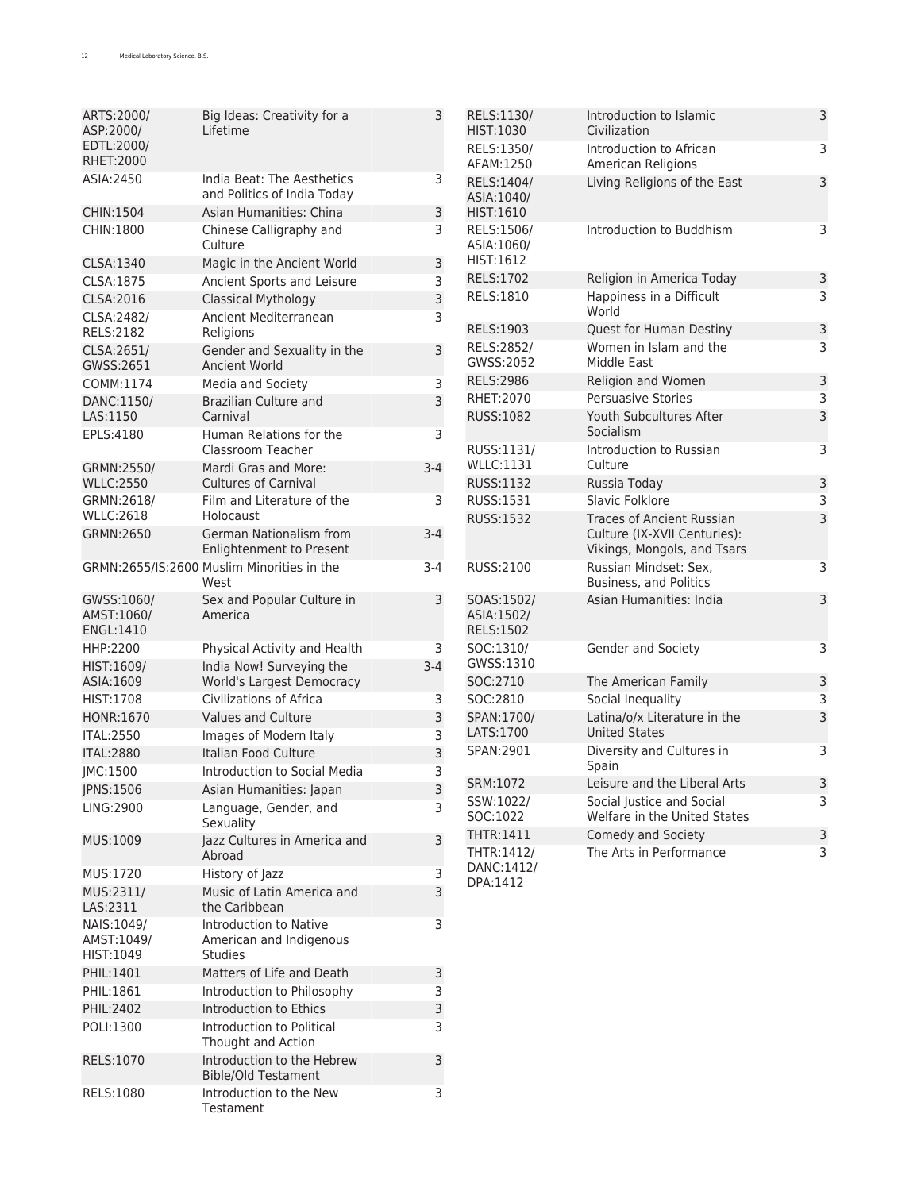| | | |
|---|---|---|
| ARTS:2000/ ASP:2000/ EDTL:2000/ RHET:2000 | Big Ideas: Creativity for a Lifetime | 3 |
| ASIA:2450 | India Beat: The Aesthetics and Politics of India Today | 3 |
| CHIN:1504 | Asian Humanities: China | 3 |
| CHIN:1800 | Chinese Calligraphy and Culture | 3 |
| CLSA:1340 | Magic in the Ancient World | 3 |
| CLSA:1875 | Ancient Sports and Leisure | 3 |
| CLSA:2016 | Classical Mythology | 3 |
| CLSA:2482/ RELS:2182 | Ancient Mediterranean Religions | 3 |
| CLSA:2651/ GWSS:2651 | Gender and Sexuality in the Ancient World | 3 |
| COMM:1174 | Media and Society | 3 |
| DANC:1150/ LAS:1150 | Brazilian Culture and Carnival | 3 |
| EPLS:4180 | Human Relations for the Classroom Teacher | 3 |
| GRMN:2550/ WLLC:2550 | Mardi Gras and More: Cultures of Carnival | 3-4 |
| GRMN:2618/ WLLC:2618 | Film and Literature of the Holocaust | 3 |
| GRMN:2650 | German Nationalism from Enlightenment to Present | 3-4 |
| GRMN:2655/IS:2600 | Muslim Minorities in the West | 3-4 |
| GWSS:1060/ AMST:1060/ ENGL:1410 | Sex and Popular Culture in America | 3 |
| HHP:2200 | Physical Activity and Health | 3 |
| HIST:1609/ ASIA:1609 | India Now! Surveying the World's Largest Democracy | 3-4 |
| HIST:1708 | Civilizations of Africa | 3 |
| HONR:1670 | Values and Culture | 3 |
| ITAL:2550 | Images of Modern Italy | 3 |
| ITAL:2880 | Italian Food Culture | 3 |
| JMC:1500 | Introduction to Social Media | 3 |
| JPNS:1506 | Asian Humanities: Japan | 3 |
| LING:2900 | Language, Gender, and Sexuality | 3 |
| MUS:1009 | Jazz Cultures in America and Abroad | 3 |
| MUS:1720 | History of Jazz | 3 |
| MUS:2311/ LAS:2311 | Music of Latin America and the Caribbean | 3 |
| NAIS:1049/ AMST:1049/ HIST:1049 | Introduction to Native American and Indigenous Studies | 3 |
| PHIL:1401 | Matters of Life and Death | 3 |
| PHIL:1861 | Introduction to Philosophy | 3 |
| PHIL:2402 | Introduction to Ethics | 3 |
| POLI:1300 | Introduction to Political Thought and Action | 3 |
| RELS:1070 | Introduction to the Hebrew Bible/Old Testament | 3 |
| RELS:1080 | Introduction to the New Testament | 3 |
| RELS:1130/ HIST:1030 | Introduction to Islamic Civilization | 3 |
| RELS:1350/ AFAM:1250 | Introduction to African American Religions | 3 |
| RELS:1404/ ASIA:1040/ HIST:1610 | Living Religions of the East | 3 |
| RELS:1506/ ASIA:1060/ HIST:1612 | Introduction to Buddhism | 3 |
| RELS:1702 | Religion in America Today | 3 |
| RELS:1810 | Happiness in a Difficult World | 3 |
| RELS:1903 | Quest for Human Destiny | 3 |
| RELS:2852/ GWSS:2052 | Women in Islam and the Middle East | 3 |
| RELS:2986 | Religion and Women | 3 |
| RHET:2070 | Persuasive Stories | 3 |
| RUSS:1082 | Youth Subcultures After Socialism | 3 |
| RUSS:1131/ WLLC:1131 | Introduction to Russian Culture | 3 |
| RUSS:1132 | Russia Today | 3 |
| RUSS:1531 | Slavic Folklore | 3 |
| RUSS:1532 | Traces of Ancient Russian Culture (IX-XVII Centuries): Vikings, Mongols, and Tsars | 3 |
| RUSS:2100 | Russian Mindset: Sex, Business, and Politics | 3 |
| SOAS:1502/ ASIA:1502/ RELS:1502 | Asian Humanities: India | 3 |
| SOC:1310/ GWSS:1310 | Gender and Society | 3 |
| SOC:2710 | The American Family | 3 |
| SOC:2810 | Social Inequality | 3 |
| SPAN:1700/ LATS:1700 | Latina/o/x Literature in the United States | 3 |
| SPAN:2901 | Diversity and Cultures in Spain | 3 |
| SRM:1072 | Leisure and the Liberal Arts | 3 |
| SSW:1022/ SOC:1022 | Social Justice and Social Welfare in the United States | 3 |
| THTR:1411 | Comedy and Society | 3 |
| THTR:1412/ DANC:1412/ DPA:1412 | The Arts in Performance | 3 |